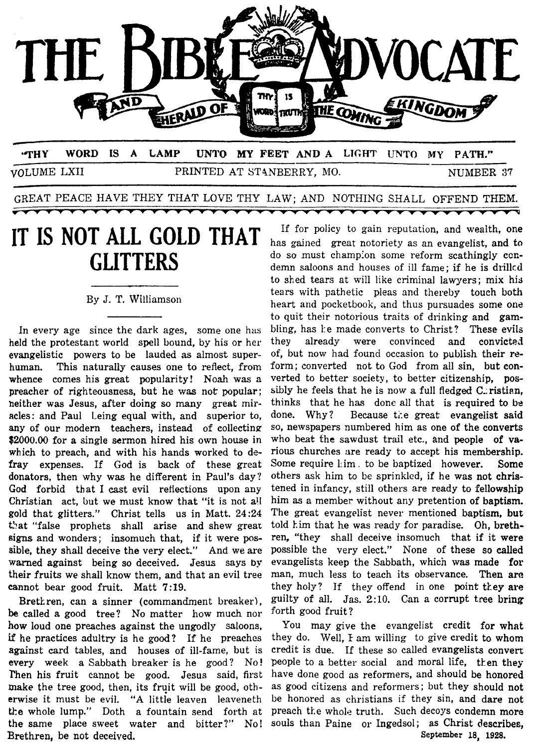# THE BIBLE ADVOCATE

AND HERALD OF THE COMING KINGDOM

"THY WORD IS A LAMP UNTO MY FEET AND A LIGHT UNTO MY PATH."

VOLUME LXII — PRINTED AT STANBERRY, MO. — NUMBER 37

GREAT PEACE HAVE THEY THAT LOVE THY LAW; AND NOTHING SHALL OFFEND THEM.

September 18, 1928.

## IT IS NOT ALL GOLD THAT GLITTERS

By J. T. Williamson

In every age since the dark ages, some one has held the protestant world spell bound, by his or her evangelistic powers to be lauded as almost superhuman. This naturally causes one to reflect, from whence comes his great popularity! Noah was a preacher of righteousness, but he was not popular; neither was Jesus, after doing so many great miracles: and Paul being equal with, and superior to, any of our modern teachers, instead of collecting $2000.00 for a single sermon hired his own house in which to preach, and with his hands worked to defray expenses. If God is back of these great donators, then why was he different in Paul's day? God forbid that I cast evil reflections upon any Christian act, but we must know that "it is not all gold that glitters." Christ tells us in Matt. 24:24 that "false prophets shall arise and shew great signs and wonders; insomuch that, if it were possible, they shall deceive the very elect." And we are warned against being so deceived. Jesus says by their fruits we shall know them, and that an evil tree cannot bear good fruit. Matt 7:19.

Brethren, can a sinner (commandment breaker), be called a good tree? No matter how much nor how loud one preaches against the ungodly saloons, if he practices adultry is he good? If he preaches against card tables, and houses of ill-fame, but is every week a Sabbath breaker is he good? No! Then his fruit cannot be good. Jesus said, first make the tree good, then, its fruit will be good, otherwise it must be evil. "A little leaven leaveneth the whole lump." Doth a fountain send forth at the same place sweet water and bitter?" No! Brethren, be not deceived.

If for policy to gain reputation, and wealth, one has gained great notoriety as an evangelist, and to do so must champion some reform scathingly condemn saloons and houses of ill fame; if he is drilled to shed tears at will like criminal lawyers; mix his tears with pathetic pleas and thereby touch both heart and pocketbook, and thus pursuades some one to quit their notorious traits of drinking and gambling, has he made converts to Christ? These evils they already were convinced and convicted of, but now had found occasion to publish their reform; converted not to God from all sin, but converted to better society, to better citizenship, possibly he feels that he is now a full fledged Christian, thinks that he has done all that is required to be done. Why? Because the great evangelist said so, newspapers numbered him as one of the converts who beat the sawdust trail etc., and people of various churches are ready to accept his membership. Some require him to be baptized however. Some others ask him to be sprinkled, if he was not christened in infancy, still others are ready to fellowship him as a member without any pretention of baptism. The great evangelist never mentioned baptism, but told him that he was ready for paradise. Oh, brethren, "they shall deceive insomuch that if it were possible the very elect." None of these so called evangelists keep the Sabbath, which was made for man, much less to teach its observance. Then are they holy? If they offend in one point they are guilty of all. Jas. 2:10. Can a corrupt tree bring forth good fruit?

You may give the evangelist credit for what they do. Well, I am willing to give credit to whom credit is due. If these so called evangelists convert people to a better social and moral life, then they have done good as reformers, and should be honored as good citizens and reformers; but they should not be honored as christians if they sin, and dare not preach the whole truth. Such decoys condemn more souls than Paine or Ingedsol; as Christ describes,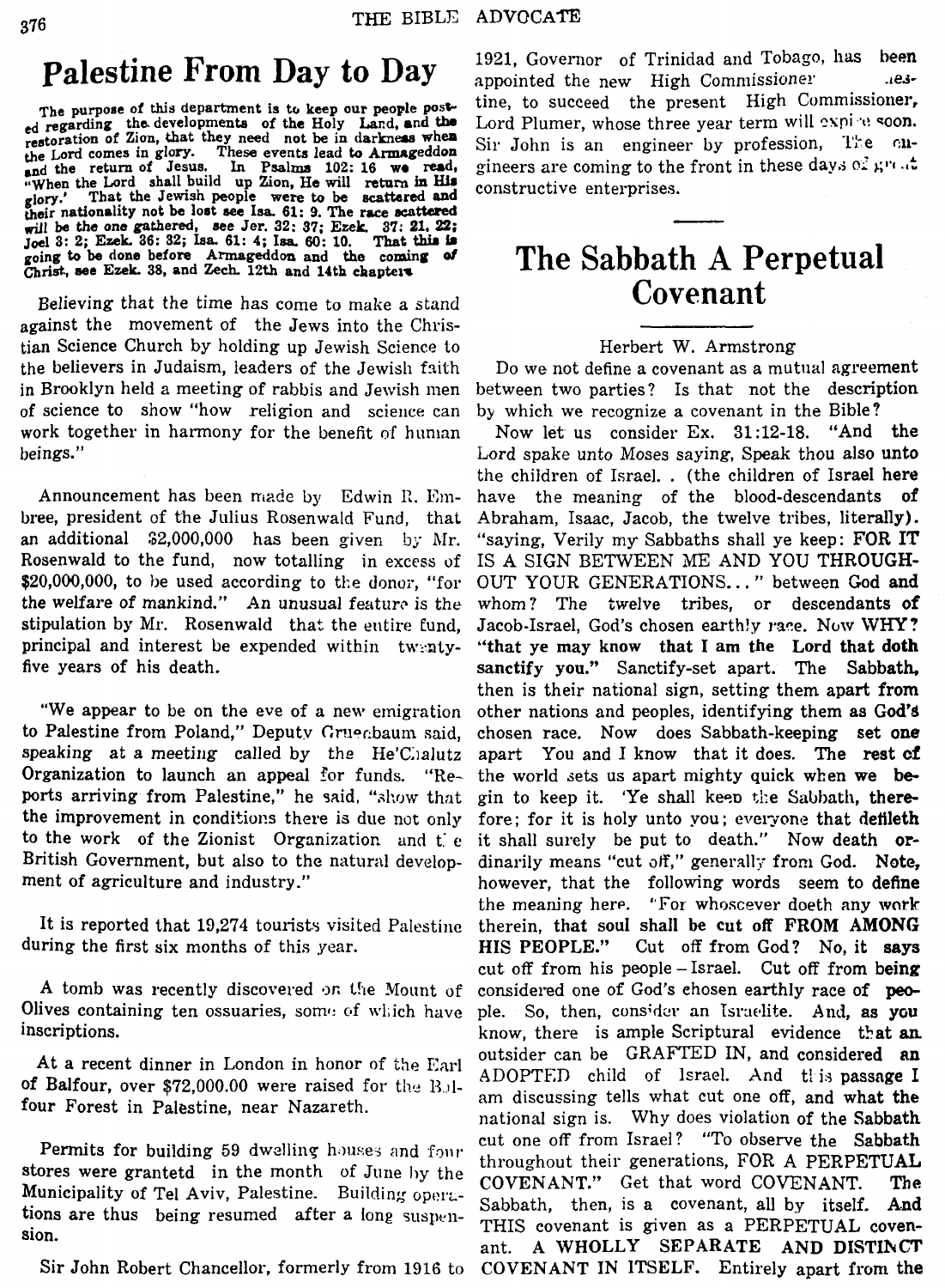# Palestine From Day to Day

**The purpose of this department is to keep our people posted regarding the developments of the Holy Land, and the restoration of Zion, that they need not be in darkness when the Lord comes in glory. These events lead to Armageddon and the return of Jesus. In Psalms 102: 16 we read, "When the Lord shall build up Zion, He will return in His glory.' That the Jewish people were to be scattered and their nationality not be lost see Isa. 61: 9. The race scattered will be the one gathered, see Jer. 32: 37; Ezek. 37: 21, 22; Joel 3: 2; Ezek. 36: 32; Isa. 61: 4; Isa. 60: 10. That this is going to be done before Armageddon and the coming of Christ, see Ezek. 38, and Zech. 12th and 14th chapters**

Believing that the time has come to make a stand against the movement of the Jews into the Christian Science Church by holding up Jewish Science to the believers in Judaism, leaders of the Jewish faith in Brooklyn held a meeting of rabbis and Jewish men of science to show "how religion and science can work together in harmony for the benefit of human beings."

Announcement has been made by Edwin R. Embree, president of the Julius Rosenwald Fund, that an additional $2,000,000 has been given by Mr. Rosenwald to the fund, now totalling in excess of $20,000,000, to be used according to the donor, "for the welfare of mankind." An unusual feature is the stipulation by Mr. Rosenwald that the entire fund, principal and interest be expended within twenty-five years of his death.

"We appear to be on the eve of a new emigration to Palestine from Poland," Deputy Gruenbaum said, speaking at a meeting called by the He'Chalutz Organization to launch an appeal for funds. "Reports arriving from Palestine," he said, "show that the improvement in conditions there is due not only to the work of the Zionist Organization and the British Government, but also to the natural development of agriculture and industry."

It is reported that 19,274 tourists visited Palestine during the first six months of this year.

A tomb was recently discovered on the Mount of Olives containing ten ossuaries, some of which have inscriptions.

At a recent dinner in London in honor of the Earl of Balfour, over $72,000.00 were raised for the Balfour Forest in Palestine, near Nazareth.

Permits for building 59 dwelling houses and four stores were grantetd in the month of June by the Municipality of Tel Aviv, Palestine. Building operations are thus being resumed after a long suspension.

Sir John Robert Chancellor, formerly from 1916 to 1921, Governor of Trinidad and Tobago, has been appointed the new High Commissioner [of Pales]tine, to succeed the present High Commissioner, Lord Plumer, whose three year term will expire soon. Sir John is an engineer by profession. The engineers are coming to the front in these days of great constructive enterprises.

# The Sabbath A Perpetual Covenant

Herbert W. Armstrong

Do we not define a covenant as a mutual agreement between two parties? Is that not the description by which we recognize a covenant in the Bible?

Now let us consider Ex. 31:12-18. "And the Lord spake unto Moses saying, Speak thou also unto the children of Israel. . (the children of Israel here have the meaning of the blood-descendants of Abraham, Isaac, Jacob, the twelve tribes, literally). "saying, Verily my Sabbaths shall ye keep: **FOR IT IS A SIGN BETWEEN ME AND YOU THROUGHOUT YOUR GENERATIONS...**" between God **and** whom? The twelve tribes, or **descendants of** Jacob-Israel, God's chosen earthly race. Now **WHY?** **"that ye may know that I am the Lord that doth sanctify you."** Sanctify-set apart. The **Sabbath,** then is their national sign, setting **them apart from** other nations and peoples, identifying **them as God's** chosen race. Now does Sabbath-keeping **set one** apart You and I know that it does. **The rest of** the world sets us apart mighty quick **when we begin** to keep it. 'Ye shall keep the Sabbath, **therefore;** for it is holy unto you; everyone that **defileth** it shall surely be put to death." Now death **ordinarily** means "cut off," generally from God. **Note,** however, that the following words seem to **define** the meaning here. "For whosoever doeth any work therein, **that soul shall be cut off FROM AMONG HIS PEOPLE."** Cut off from God? No, **it says** cut off from his people – Israel. Cut off from **being** considered one of God's chosen earthly race of **people.** So, then, consider an Israelite. **And, as you** know, there is ample Scriptural evidence **that an** outsider can be GRAFTED IN, and considered **an** ADOPTED child of Israel. And this **passage I** am discussing tells what cut one off, **and what the** national sign is. Why does violation of the Sabbath cut one off from Israel? "To observe the **Sabbath** throughout their generations, FOR A PERPETUAL COVENANT." Get that word COVENANT. **The** Sabbath, then, is a covenant, all by **itself. And** THIS covenant is given as a PERPETUAL covenant. **A WHOLLY SEPARATE AND DISTINCT COVENANT IN ITSELF.** Entirely apart from the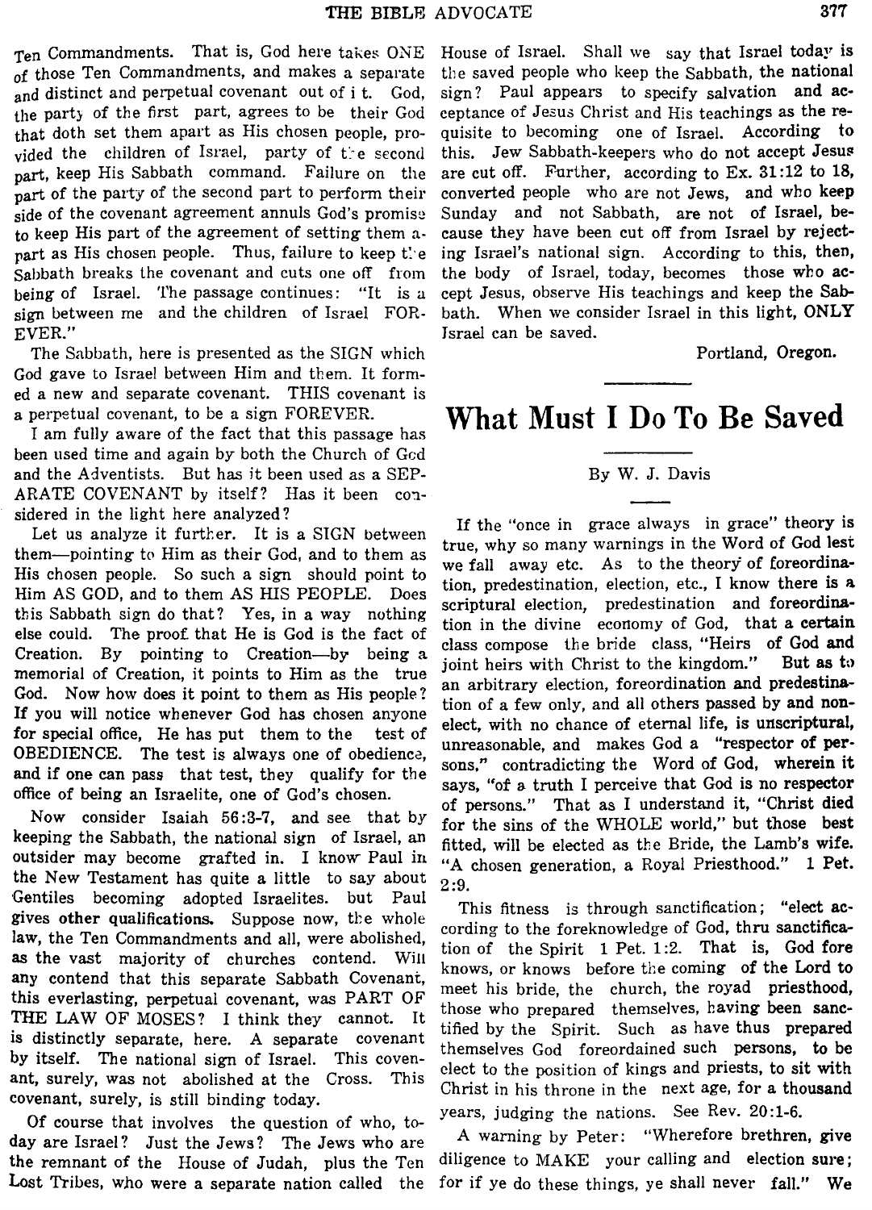Ten Commandments. That is, God here takes ONE of those Ten Commandments, and makes a separate and distinct and perpetual covenant out of i t. God, the party of the first part, agrees to be their God that doth set them apart as His chosen people, provided the children of Israel, party of the second part, keep His Sabbath command. Failure on the part of the party of the second part to perform their side of the covenant agreement annuls God's promise to keep His part of the agreement of setting them apart as His chosen people. Thus, failure to keep the Sabbath breaks the covenant and cuts one off from being of Israel. The passage continues: "It is a sign between me and the children of Israel FOREVER."

The Sabbath, here is presented as the SIGN which God gave to Israel between Him and them. It formed a new and separate covenant. THIS covenant is a perpetual covenant, to be a sign FOREVER.

I am fully aware of the fact that this passage has been used time and again by both the Church of God and the Adventists. But has it been used as a SEPARATE COVENANT by itself? Has it been considered in the light here analyzed?

Let us analyze it further. It is a SIGN between them—pointing to Him as their God, and to them as His chosen people. So such a sign should point to Him AS GOD, and to them AS HIS PEOPLE. Does this Sabbath sign do that? Yes, in a way nothing else could. The proof that He is God is the fact of Creation. By pointing to Creation—by being a memorial of Creation, it points to Him as the true God. Now how does it point to them as His people? If you will notice whenever God has chosen anyone for special office, He has put them to the test of OBEDIENCE. The test is always one of obedience, and if one can pass that test, they qualify for the office of being an Israelite, one of God's chosen.

Now consider Isaiah 56:3-7, and see that by keeping the Sabbath, the national sign of Israel, an outsider may become grafted in. I know Paul in the New Testament has quite a little to say about Gentiles becoming adopted Israelites. but Paul gives **other qualifications.** Suppose now, the whole law, the Ten Commandments and all, were abolished, as the vast majority of churches contend. Will any contend that this separate Sabbath Covenant, this everlasting, perpetual covenant, was PART OF THE LAW OF MOSES? I think they cannot. It is distinctly separate, here. A separate covenant by itself. The national sign of Israel. This covenant, surely, was not abolished at the Cross. This covenant, surely, is still binding today.

Of course that involves the question of who, today are Israel? Just the Jews? The Jews who are the remnant of the House of Judah, plus the Ten Lost Tribes, who were a separate nation called the House of Israel. Shall we say that Israel today is the saved people who keep the Sabbath, the national sign? Paul appears to specify salvation and acceptance of Jesus Christ and His teachings as the requisite to becoming one of Israel. According to this. Jew Sabbath-keepers who do not accept Jesus are cut off. Further, according to Ex. 31:12 to 18, converted people who are not Jews, and who keep Sunday and not Sabbath, are not of Israel, because they have been cut off from Israel by rejecting Israel's national sign. According to this, then, the body of Israel, today, becomes those who accept Jesus, observe His teachings and keep the Sabbath. When we consider Israel in this light, ONLY Israel can be saved.

Portland, Oregon.

# What Must I Do To Be Saved

By W. J. Davis

If the "once in grace always in grace" theory is true, why so many warnings in the Word of God lest we fall away etc. As to the theory of foreordination, predestination, election, etc., I know there is a scriptural election, predestination and foreordination in the divine economy of God, that a certain class compose the bride class, "Heirs of God and joint heirs with Christ to the kingdom." But as to an arbitrary election, foreordination and predestination of a few only, and all others passed by and non-elect, with no chance of eternal life, is unscriptural, unreasonable, and makes God a "respector of persons," contradicting the Word of God, wherein it says, "of a truth I perceive that God is no respector of persons." That as I understand it, "Christ died for the sins of the WHOLE world," but those best fitted, will be elected as the Bride, the Lamb's wife. "A chosen generation, a Royal Priesthood." 1 Pet. 2:9.

This fitness is through sanctification; "elect according to the foreknowledge of God, thru sanctification of the Spirit 1 Pet. 1:2. That is, God fore knows, or knows before the coming of the Lord to meet his bride, the church, the royad priesthood, those who prepared themselves, having been sanctified by the Spirit. Such as have thus prepared themselves God foreordained such persons, to be elect to the position of kings and priests, to sit with Christ in his throne in the next age, for a thousand years, judging the nations. See Rev. 20:1-6.

A warning by Peter: "Wherefore brethren, give diligence to MAKE your calling and election sure; for if ye do these things, ye shall never fall." We